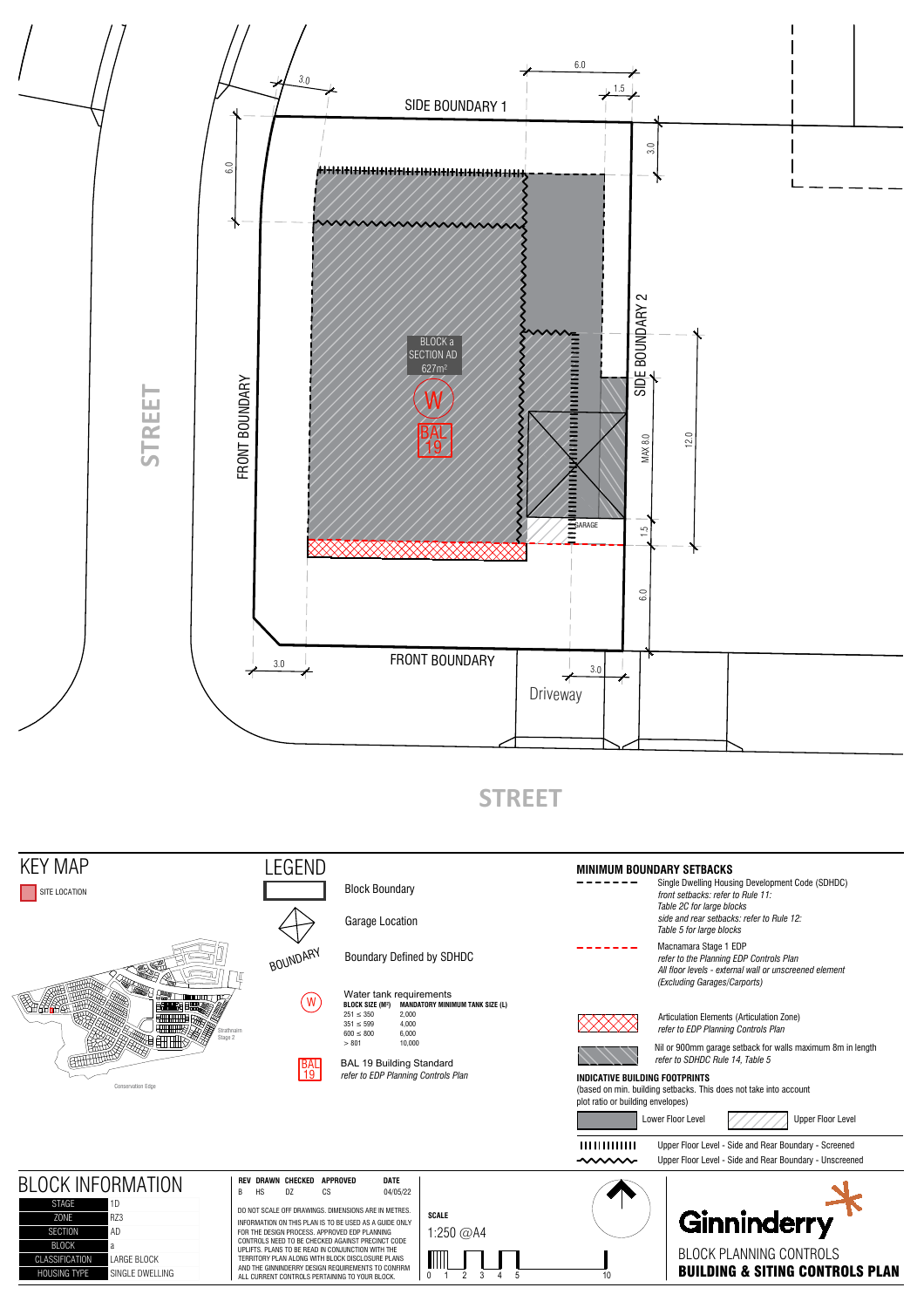SIDE BOUNDARY 1

SIDE BOUNDARY 2

FRONT BOUNDARY

FRONT BOUNDARY

STREET

STREET

Driveway

BLOCK a
SECTION AD
627m²

W

BAL 19

GARAGE

3.0 | 6.0 | 1.5 | 3.0 | 6.0 | 12.0 | MAX 8.0 | 1.5 | 6.0 | 3.0 | 3.0

# KEY MAP

SITE LOCATION

Strathnairn Stage 2

Conservation Edge

# LEGEND

- Block Boundary
- Garage Location
- Boundary Defined by SDHDC
- Water tank requirements

| BLOCK SIZE (M²) | MANDATORY MINIMUM TANK SIZE (L) |
|---|---|
| 251 ≤ 350 | 2,000 |
| 351 ≤ 599 | 4,000 |
| 600 ≤ 800 | 6,000 |
| > 801 | 10,000 |

- BAL 19 Building Standard *refer to EDP Planning Controls Plan*

## MINIMUM BOUNDARY SETBACKS

- Single Dwelling Housing Development Code (SDHDC) *front setbacks: refer to Rule 11: Table 2C for large blocks side and rear setbacks: refer to Rule 12: Table 5 for large blocks*
- Macnamara Stage 1 EDP *refer to the Planning EDP Controls Plan All floor levels - external wall or unscreened element (Excluding Garages/Carports)*
- Articulation Elements (Articulation Zone) *refer to EDP Planning Controls Plan*
- Nil or 900mm garage setback for walls maximum 8m in length *refer to SDHDC Rule 14, Table 5*

## INDICATIVE BUILDING FOOTPRINTS

(based on min. building setbacks. This does not take into account plot ratio or building envelopes)

- Lower Floor Level
- Upper Floor Level
- Upper Floor Level - Side and Rear Boundary - Screened
- Upper Floor Level - Side and Rear Boundary - Unscreened

# BLOCK INFORMATION

| | |
|---|---|
| STAGE | 1D |
| ZONE | RZ3 |
| SECTION | AD |
| BLOCK | a |
| CLASSIFICATION | LARGE BLOCK |
| HOUSING TYPE | SINGLE DWELLING |

| REV | DRAWN | CHECKED | APPROVED | DATE |
|---|---|---|---|---|
| B | HS | DZ | CS | 04/05/22 |

DO NOT SCALE OFF DRAWINGS. DIMENSIONS ARE IN METRES.

INFORMATION ON THIS PLAN IS TO BE USED AS A GUIDE ONLY FOR THE DESIGN PROCESS. APPROVED EDP PLANNING CONTROLS NEED TO BE CHECKED AGAINST PRECINCT CODE UPLIFTS. PLANS TO BE READ IN CONJUNCTION WITH THE TERRITORY PLAN ALONG WITH BLOCK DISCLOSURE PLANS AND THE GINNINDERRY DESIGN REQUIREMENTS TO CONFIRM ALL CURRENT CONTROLS PERTAINING TO YOUR BLOCK.

**SCALE**

1:250 @A4

0 1 2 3 4 5 10

Ginninderry

BLOCK PLANNING CONTROLS

**BUILDING & SITING CONTROLS PLAN**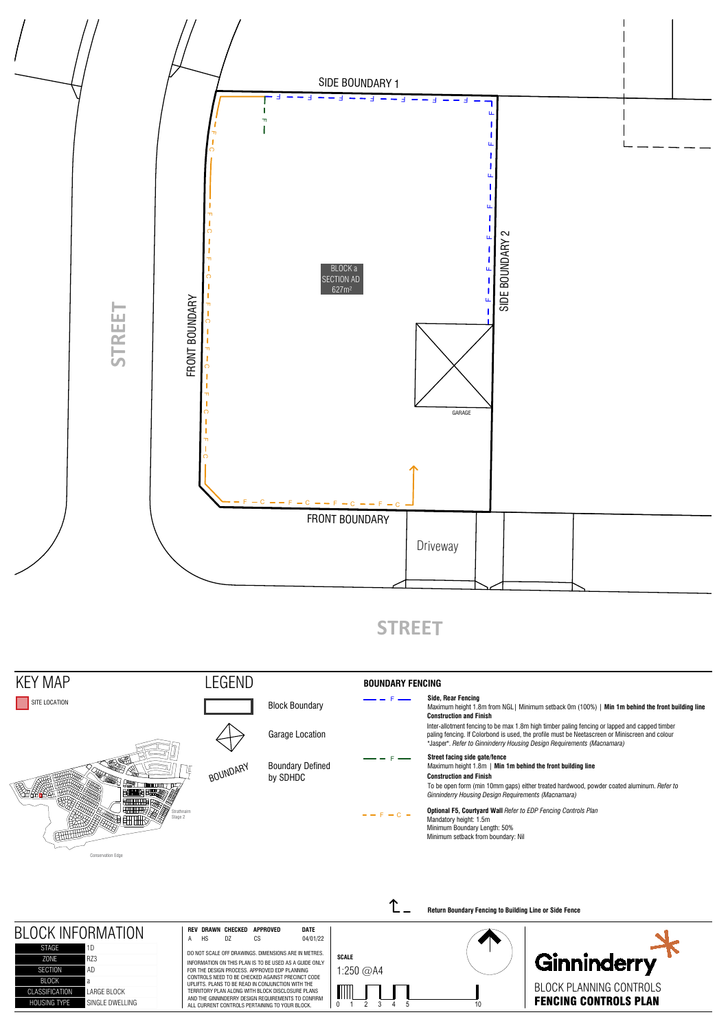SIDE BOUNDARY 1

SIDE BOUNDARY 2

FRONT BOUNDARY

FRONT BOUNDARY

STREET

STREET

BLOCK a
SECTION AD
627m²

GARAGE

Driveway

# KEY MAP

SITE LOCATION

Strathnairn Stage 2

Conservation Edge

# LEGEND

| | |
|---|---|
| | Block Boundary |
| | Garage Location |
| BOUNDARY | Boundary Defined by SDHDC |

## BOUNDARY FENCING

**— — F —** **Side, Rear Fencing**
Maximum height 1.8m from NGL | Minimum setback 0m (100%) | **Min 1m behind the front building line**
**Construction and Finish**
Inter-allotment fencing to be max 1.8m high timber paling fencing or lapped and capped timber paling fencing. If Colorbond is used, the profile must be Neetascreen or Miniscreen and colour "Jasper". *Refer to Ginninderry Housing Design Requirements (Macnamara)*

**— — F —** **Street facing side gate/fence**
Maximum height 1.8m | **Min 1m behind the front building line**
**Construction and Finish**
To be open form (min 10mm gaps) either treated hardwood, powder coated aluminum. *Refer to Ginninderry Housing Design Requirements (Macnamara)*

**— — F — C —** **Optional F5, Courtyard Wall** *Refer to EDP Fencing Controls Plan*
Mandatory height: 1.5m
Minimum Boundary Length: 50%
Minimum setback from boundary: Nil

**Return Boundary Fencing to Building Line or Side Fence**

# BLOCK INFORMATION

| | |
|---|---|
| STAGE | 1D |
| ZONE | RZ3 |
| SECTION | AD |
| BLOCK | a |
| CLASSIFICATION | LARGE BLOCK |
| HOUSING TYPE | SINGLE DWELLING |

| REV | DRAWN | CHECKED | APPROVED | DATE |
|---|---|---|---|---|
| A | HS | DZ | CS | 04/01/22 |

DO NOT SCALE OFF DRAWINGS. DIMENSIONS ARE IN METRES.
INFORMATION ON THIS PLAN IS TO BE USED AS A GUIDE ONLY FOR THE DESIGN PROCESS. APPROVED EDP PLANNING CONTROLS NEED TO BE CHECKED AGAINST PRECINCT CODE UPLIFTS. PLANS TO BE READ IN CONJUNCTION WITH THE TERRITORY PLAN ALONG WITH BLOCK DISCLOSURE PLANS AND THE GINNINDERRY DESIGN REQUIREMENTS TO CONFIRM ALL CURRENT CONTROLS PERTAINING TO YOUR BLOCK.

**SCALE**
1:250 @A4
0 1 2 3 4 5 10

Ginninderry

BLOCK PLANNING CONTROLS
**FENCING CONTROLS PLAN**